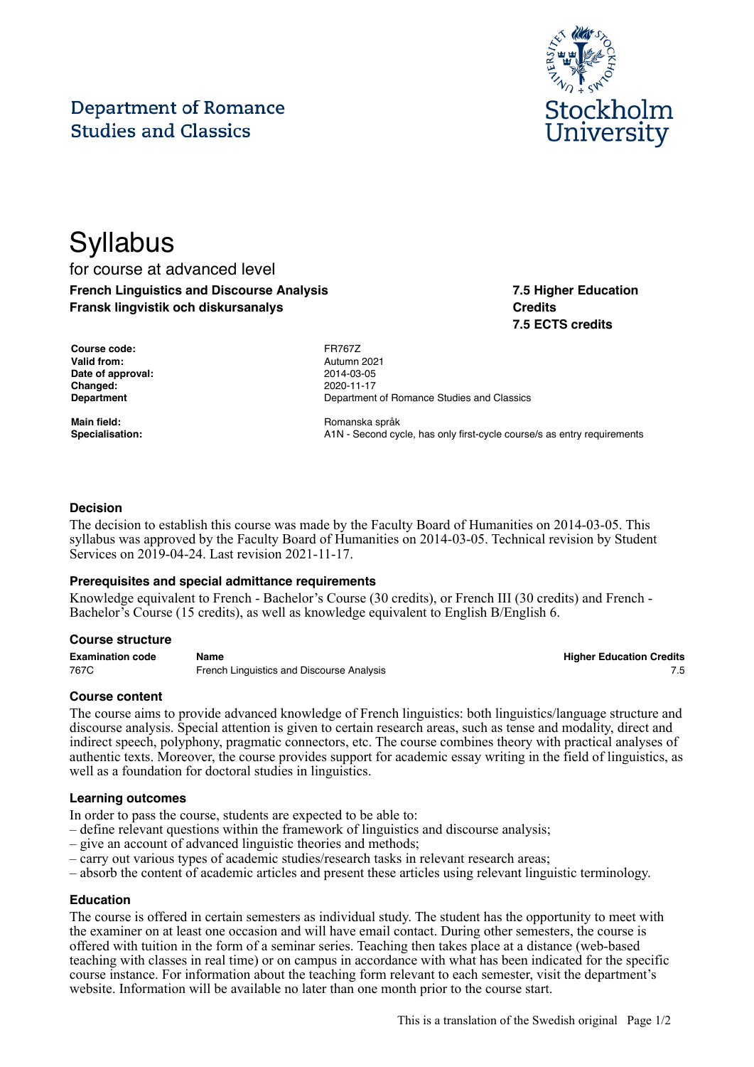Department of Romance Studies and Classics

Stockholm University

# Syllabus

for course at advanced level

**French Linguistics and Discourse Analysis**
**Fransk lingvistik och diskursanalys**

**7.5 Higher Education Credits**
**7.5 ECTS credits**

**Course code:** FR767Z
**Valid from:** Autumn 2021
**Date of approval:** 2014-03-05
**Changed:** 2020-11-17
**Department** Department of Romance Studies and Classics

**Main field:** Romanska språk
**Specialisation:** A1N - Second cycle, has only first-cycle course/s as entry requirements

### Decision

The decision to establish this course was made by the Faculty Board of Humanities on 2014-03-05. This syllabus was approved by the Faculty Board of Humanities on 2014-03-05. Technical revision by Student Services on 2019-04-24. Last revision 2021-11-17.

### Prerequisites and special admittance requirements

Knowledge equivalent to French - Bachelor's Course (30 credits), or French III (30 credits) and French - Bachelor's Course (15 credits), as well as knowledge equivalent to English B/English 6.

### Course structure

| Examination code | Name | Higher Education Credits |
|---|---|---|
| 767C | French Linguistics and Discourse Analysis | 7.5 |

### Course content

The course aims to provide advanced knowledge of French linguistics: both linguistics/language structure and discourse analysis. Special attention is given to certain research areas, such as tense and modality, direct and indirect speech, polyphony, pragmatic connectors, etc. The course combines theory with practical analyses of authentic texts. Moreover, the course provides support for academic essay writing in the field of linguistics, as well as a foundation for doctoral studies in linguistics.

### Learning outcomes

In order to pass the course, students are expected to be able to:
– define relevant questions within the framework of linguistics and discourse analysis;
– give an account of advanced linguistic theories and methods;
– carry out various types of academic studies/research tasks in relevant research areas;
– absorb the content of academic articles and present these articles using relevant linguistic terminology.

### Education

The course is offered in certain semesters as individual study. The student has the opportunity to meet with the examiner on at least one occasion and will have email contact. During other semesters, the course is offered with tuition in the form of a seminar series. Teaching then takes place at a distance (web-based teaching with classes in real time) or on campus in accordance with what has been indicated for the specific course instance. For information about the teaching form relevant to each semester, visit the department's website. Information will be available no later than one month prior to the course start.

This is a translation of the Swedish original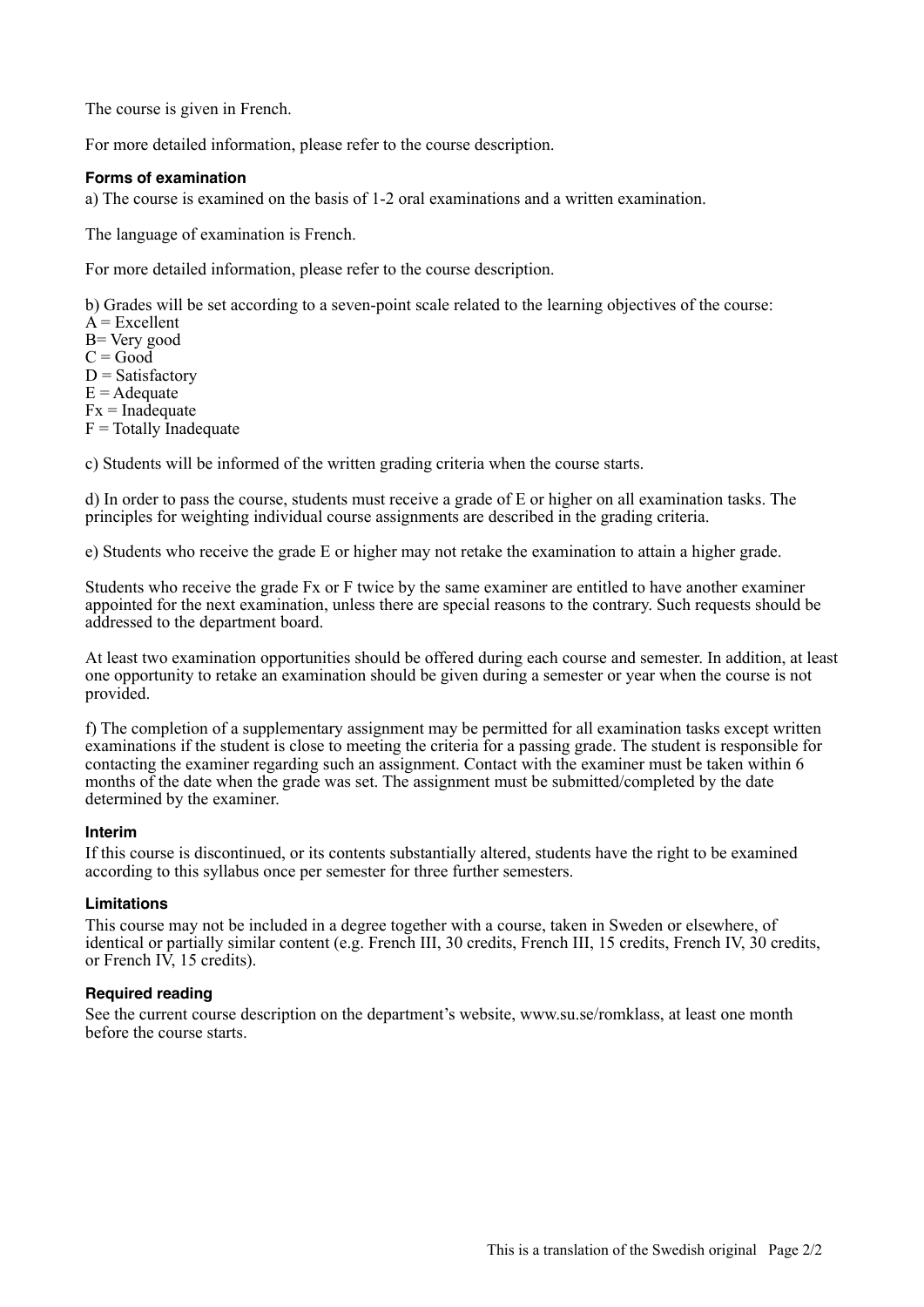The course is given in French.

For more detailed information, please refer to the course description.

### Forms of examination

a) The course is examined on the basis of 1-2 oral examinations and a written examination.

The language of examination is French.

For more detailed information, please refer to the course description.

b) Grades will be set according to a seven-point scale related to the learning objectives of the course:
A = Excellent
B= Very good
C = Good
D = Satisfactory
E = Adequate
Fx = Inadequate
F = Totally Inadequate

c) Students will be informed of the written grading criteria when the course starts.

d) In order to pass the course, students must receive a grade of E or higher on all examination tasks. The principles for weighting individual course assignments are described in the grading criteria.

e) Students who receive the grade E or higher may not retake the examination to attain a higher grade.

Students who receive the grade Fx or F twice by the same examiner are entitled to have another examiner appointed for the next examination, unless there are special reasons to the contrary. Such requests should be addressed to the department board.

At least two examination opportunities should be offered during each course and semester. In addition, at least one opportunity to retake an examination should be given during a semester or year when the course is not provided.

f) The completion of a supplementary assignment may be permitted for all examination tasks except written examinations if the student is close to meeting the criteria for a passing grade. The student is responsible for contacting the examiner regarding such an assignment. Contact with the examiner must be taken within 6 months of the date when the grade was set. The assignment must be submitted/completed by the date determined by the examiner.

### Interim

If this course is discontinued, or its contents substantially altered, students have the right to be examined according to this syllabus once per semester for three further semesters.

### Limitations

This course may not be included in a degree together with a course, taken in Sweden or elsewhere, of identical or partially similar content (e.g. French III, 30 credits, French III, 15 credits, French IV, 30 credits, or French IV, 15 credits).

### Required reading

See the current course description on the department's website, www.su.se/romklass, at least one month before the course starts.

This is a translation of the Swedish original